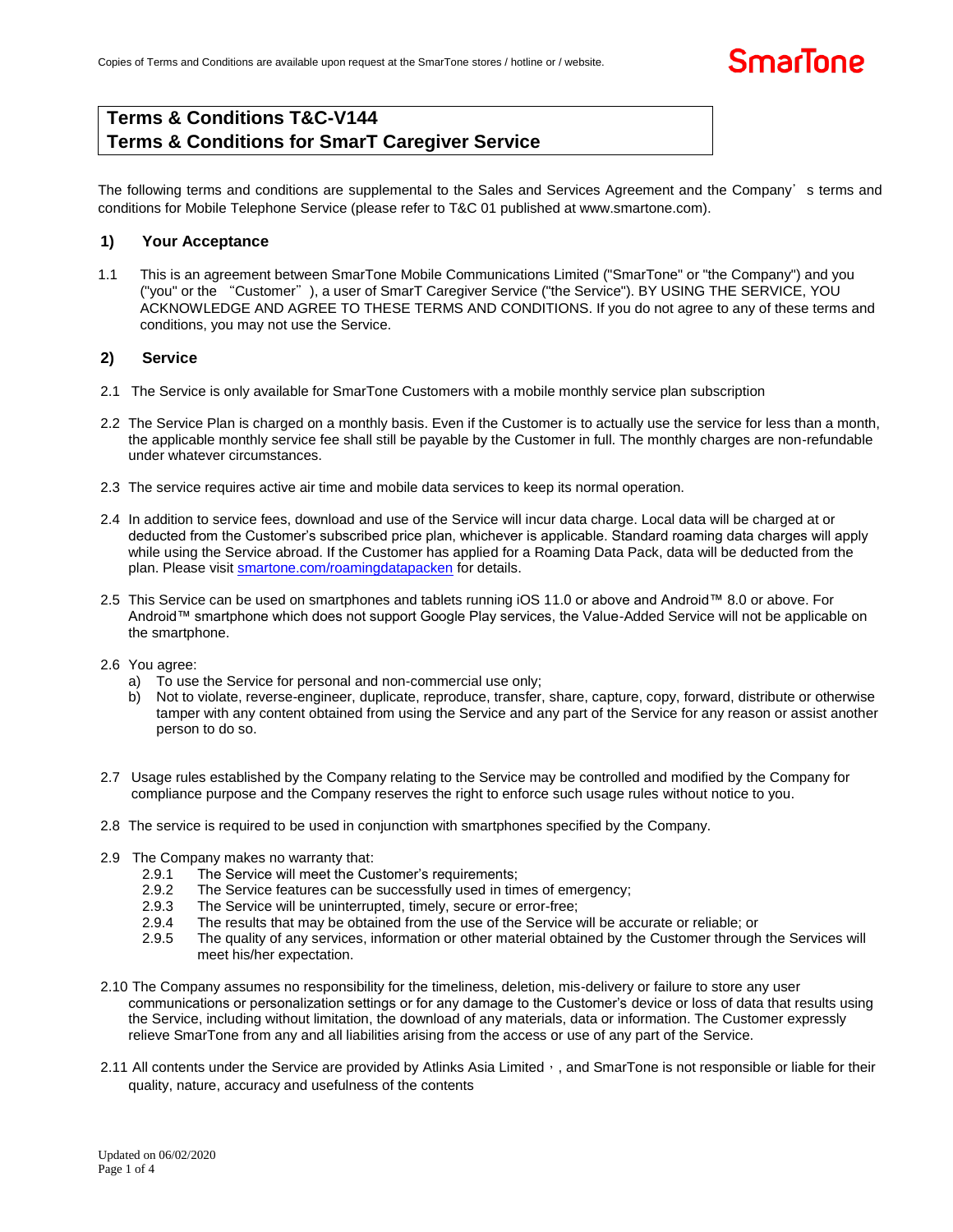Copies of Terms and Conditions are available upon request at the SmarTone stores / hotline or / website.

**Terms & Conditions T&C-V144**
**Terms & Conditions for SmarT Caregiver Service**

The following terms and conditions are supplemental to the Sales and Services Agreement and the Company's terms and conditions for Mobile Telephone Service (please refer to T&C 01 published at www.smartone.com).

## 1) Your Acceptance

1.1 This is an agreement between SmarTone Mobile Communications Limited ("SmarTone" or "the Company") and you ("you" or the "Customer"), a user of SmarT Caregiver Service ("the Service"). BY USING THE SERVICE, YOU ACKNOWLEDGE AND AGREE TO THESE TERMS AND CONDITIONS. If you do not agree to any of these terms and conditions, you may not use the Service.

## 2) Service

2.1 The Service is only available for SmarTone Customers with a mobile monthly service plan subscription

2.2 The Service Plan is charged on a monthly basis. Even if the Customer is to actually use the service for less than a month, the applicable monthly service fee shall still be payable by the Customer in full. The monthly charges are non-refundable under whatever circumstances.

2.3 The service requires active air time and mobile data services to keep its normal operation.

2.4 In addition to service fees, download and use of the Service will incur data charge. Local data will be charged at or deducted from the Customer's subscribed price plan, whichever is applicable. Standard roaming data charges will apply while using the Service abroad. If the Customer has applied for a Roaming Data Pack, data will be deducted from the plan. Please visit smartone.com/roamingdatapacken for details.

2.5 This Service can be used on smartphones and tablets running iOS 11.0 or above and Android™ 8.0 or above. For Android™ smartphone which does not support Google Play services, the Value-Added Service will not be applicable on the smartphone.

2.6 You agree:
a) To use the Service for personal and non-commercial use only;
b) Not to violate, reverse-engineer, duplicate, reproduce, transfer, share, capture, copy, forward, distribute or otherwise tamper with any content obtained from using the Service and any part of the Service for any reason or assist another person to do so.

2.7 Usage rules established by the Company relating to the Service may be controlled and modified by the Company for compliance purpose and the Company reserves the right to enforce such usage rules without notice to you.

2.8 The service is required to be used in conjunction with smartphones specified by the Company.

2.9 The Company makes no warranty that:
- 2.9.1 The Service will meet the Customer's requirements;
- 2.9.2 The Service features can be successfully used in times of emergency;
- 2.9.3 The Service will be uninterrupted, timely, secure or error-free;
- 2.9.4 The results that may be obtained from the use of the Service will be accurate or reliable; or
- 2.9.5 The quality of any services, information or other material obtained by the Customer through the Services will meet his/her expectation.

2.10 The Company assumes no responsibility for the timeliness, deletion, mis-delivery or failure to store any user communications or personalization settings or for any damage to the Customer's device or loss of data that results using the Service, including without limitation, the download of any materials, data or information. The Customer expressly relieve SmarTone from any and all liabilities arising from the access or use of any part of the Service.

2.11 All contents under the Service are provided by Atlinks Asia Limited，, and SmarTone is not responsible or liable for their quality, nature, accuracy and usefulness of the contents

Updated on 06/02/2020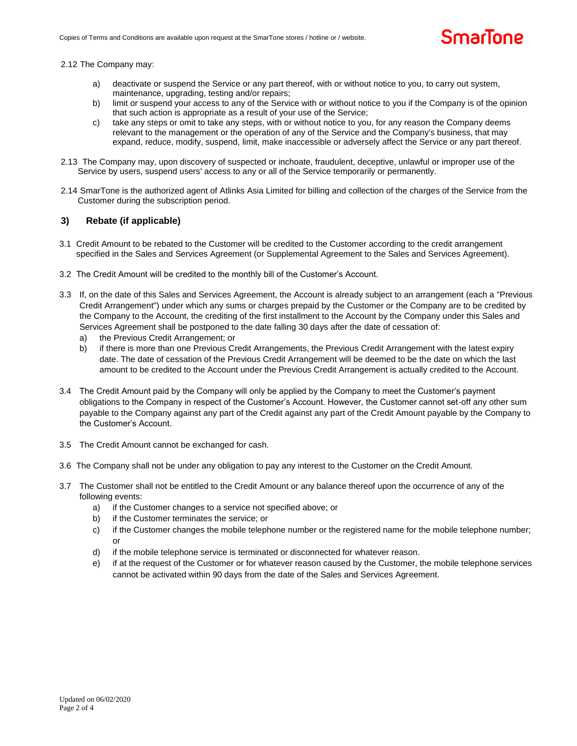2.12 The Company may:

a) deactivate or suspend the Service or any part thereof, with or without notice to you, to carry out system, maintenance, upgrading, testing and/or repairs;
b) limit or suspend your access to any of the Service with or without notice to you if the Company is of the opinion that such action is appropriate as a result of your use of the Service;
c) take any steps or omit to take any steps, with or without notice to you, for any reason the Company deems relevant to the management or the operation of any of the Service and the Company's business, that may expand, reduce, modify, suspend, limit, make inaccessible or adversely affect the Service or any part thereof.

2.13 The Company may, upon discovery of suspected or inchoate, fraudulent, deceptive, unlawful or improper use of the Service by users, suspend users' access to any or all of the Service temporarily or permanently.

2.14 SmarTone is the authorized agent of Atlinks Asia Limited for billing and collection of the charges of the Service from the Customer during the subscription period.

## 3) Rebate (if applicable)

3.1 Credit Amount to be rebated to the Customer will be credited to the Customer according to the credit arrangement specified in the Sales and Services Agreement (or Supplemental Agreement to the Sales and Services Agreement).

3.2 The Credit Amount will be credited to the monthly bill of the Customer's Account.

3.3 If, on the date of this Sales and Services Agreement, the Account is already subject to an arrangement (each a "Previous Credit Arrangement") under which any sums or charges prepaid by the Customer or the Company are to be credited by the Company to the Account, the crediting of the first installment to the Account by the Company under this Sales and Services Agreement shall be postponed to the date falling 30 days after the date of cessation of:

a) the Previous Credit Arrangement; or
b) if there is more than one Previous Credit Arrangements, the Previous Credit Arrangement with the latest expiry date. The date of cessation of the Previous Credit Arrangement will be deemed to be the date on which the last amount to be credited to the Account under the Previous Credit Arrangement is actually credited to the Account.

3.4 The Credit Amount paid by the Company will only be applied by the Company to meet the Customer's payment obligations to the Company in respect of the Customer's Account. However, the Customer cannot set-off any other sum payable to the Company against any part of the Credit against any part of the Credit Amount payable by the Company to the Customer's Account.

3.5 The Credit Amount cannot be exchanged for cash.

3.6 The Company shall not be under any obligation to pay any interest to the Customer on the Credit Amount.

3.7 The Customer shall not be entitled to the Credit Amount or any balance thereof upon the occurrence of any of the following events:

a) if the Customer changes to a service not specified above; or
b) if the Customer terminates the service; or
c) if the Customer changes the mobile telephone number or the registered name for the mobile telephone number; or
d) if the mobile telephone service is terminated or disconnected for whatever reason.
e) if at the request of the Customer or for whatever reason caused by the Customer, the mobile telephone services cannot be activated within 90 days from the date of the Sales and Services Agreement.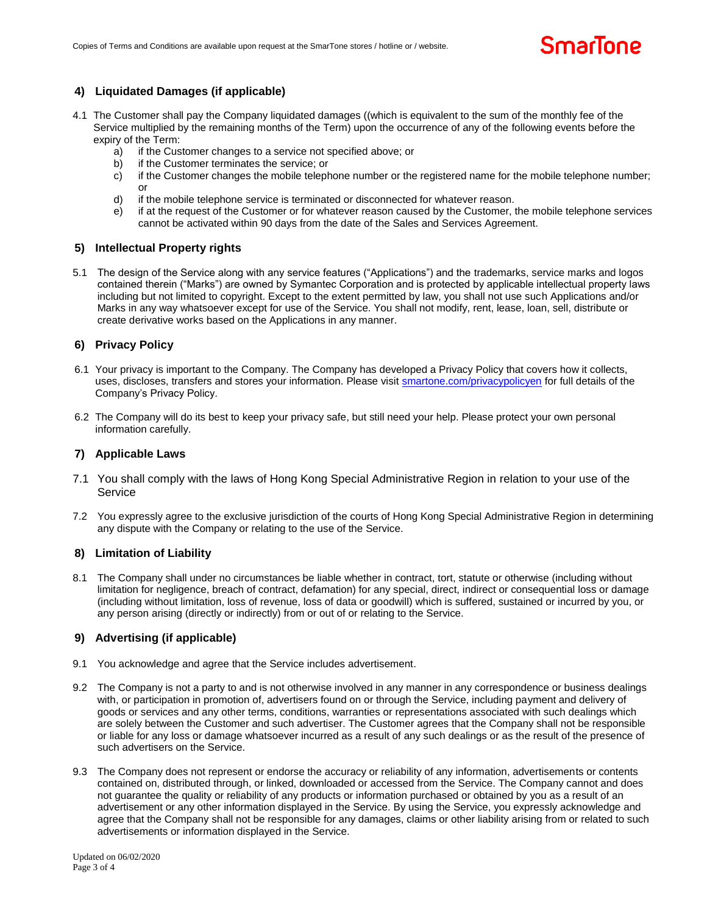## 4) Liquidated Damages (if applicable)

4.1 The Customer shall pay the Company liquidated damages ((which is equivalent to the sum of the monthly fee of the Service multiplied by the remaining months of the Term) upon the occurrence of any of the following events before the expiry of the Term:

a) if the Customer changes to a service not specified above; or
b) if the Customer terminates the service; or
c) if the Customer changes the mobile telephone number or the registered name for the mobile telephone number; or
d) if the mobile telephone service is terminated or disconnected for whatever reason.
e) if at the request of the Customer or for whatever reason caused by the Customer, the mobile telephone services cannot be activated within 90 days from the date of the Sales and Services Agreement.

## 5) Intellectual Property rights

5.1 The design of the Service along with any service features ("Applications") and the trademarks, service marks and logos contained therein ("Marks") are owned by Symantec Corporation and is protected by applicable intellectual property laws including but not limited to copyright. Except to the extent permitted by law, you shall not use such Applications and/or Marks in any way whatsoever except for use of the Service. You shall not modify, rent, lease, loan, sell, distribute or create derivative works based on the Applications in any manner.

## 6) Privacy Policy

6.1 Your privacy is important to the Company. The Company has developed a Privacy Policy that covers how it collects, uses, discloses, transfers and stores your information. Please visit smartone.com/privacypolicyen for full details of the Company's Privacy Policy.

6.2 The Company will do its best to keep your privacy safe, but still need your help. Please protect your own personal information carefully.

## 7) Applicable Laws

7.1 You shall comply with the laws of Hong Kong Special Administrative Region in relation to your use of the Service

7.2 You expressly agree to the exclusive jurisdiction of the courts of Hong Kong Special Administrative Region in determining any dispute with the Company or relating to the use of the Service.

## 8) Limitation of Liability

8.1 The Company shall under no circumstances be liable whether in contract, tort, statute or otherwise (including without limitation for negligence, breach of contract, defamation) for any special, direct, indirect or consequential loss or damage (including without limitation, loss of revenue, loss of data or goodwill) which is suffered, sustained or incurred by you, or any person arising (directly or indirectly) from or out of or relating to the Service.

## 9) Advertising (if applicable)

9.1 You acknowledge and agree that the Service includes advertisement.

9.2 The Company is not a party to and is not otherwise involved in any manner in any correspondence or business dealings with, or participation in promotion of, advertisers found on or through the Service, including payment and delivery of goods or services and any other terms, conditions, warranties or representations associated with such dealings which are solely between the Customer and such advertiser. The Customer agrees that the Company shall not be responsible or liable for any loss or damage whatsoever incurred as a result of any such dealings or as the result of the presence of such advertisers on the Service.

9.3 The Company does not represent or endorse the accuracy or reliability of any information, advertisements or contents contained on, distributed through, or linked, downloaded or accessed from the Service. The Company cannot and does not guarantee the quality or reliability of any products or information purchased or obtained by you as a result of an advertisement or any other information displayed in the Service. By using the Service, you expressly acknowledge and agree that the Company shall not be responsible for any damages, claims or other liability arising from or related to such advertisements or information displayed in the Service.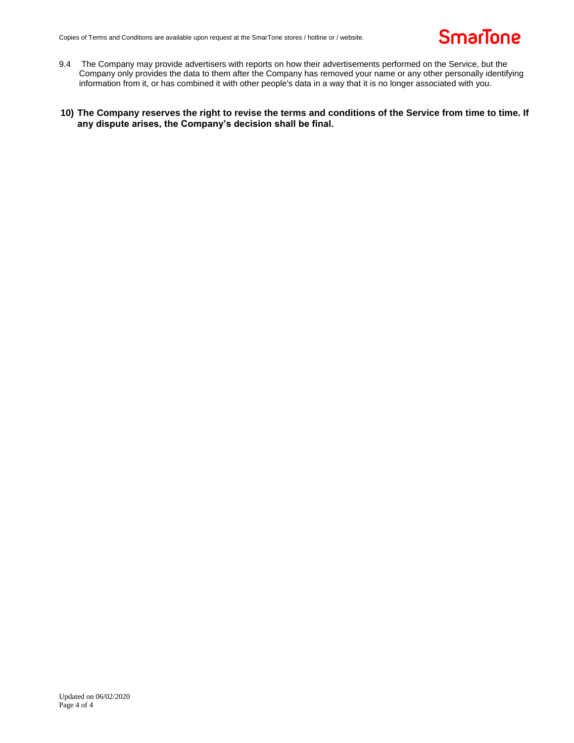9.4 The Company may provide advertisers with reports on how their advertisements performed on the Service, but the Company only provides the data to them after the Company has removed your name or any other personally identifying information from it, or has combined it with other people's data in a way that it is no longer associated with you.

**10) The Company reserves the right to revise the terms and conditions of the Service from time to time. If any dispute arises, the Company's decision shall be final.**

Updated on 06/02/2020